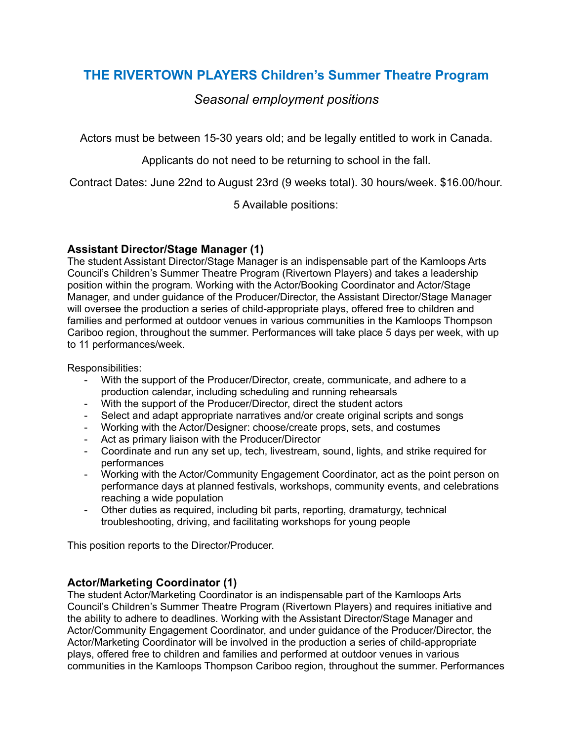# THE RIVERTOWN PLAYERS Children's Summer Theatre Program

*Seasonal employment positions*

Actors must be between 15-30 years old; and be legally entitled to work in Canada.

Applicants do not need to be returning to school in the fall.

Contract Dates: June 22nd to August 23rd (9 weeks total). 30 hours/week. $16.00/hour.

5 Available positions:

### Assistant Director/Stage Manager (1)

The student Assistant Director/Stage Manager is an indispensable part of the Kamloops Arts Council's Children's Summer Theatre Program (Rivertown Players) and takes a leadership position within the program. Working with the Actor/Booking Coordinator and Actor/Stage Manager, and under guidance of the Producer/Director, the Assistant Director/Stage Manager will oversee the production a series of child-appropriate plays, offered free to children and families and performed at outdoor venues in various communities in the Kamloops Thompson Cariboo region, throughout the summer. Performances will take place 5 days per week, with up to 11 performances/week.

Responsibilities:

- With the support of the Producer/Director, create, communicate, and adhere to a production calendar, including scheduling and running rehearsals
- With the support of the Producer/Director, direct the student actors
- Select and adapt appropriate narratives and/or create original scripts and songs
- Working with the Actor/Designer: choose/create props, sets, and costumes
- Act as primary liaison with the Producer/Director
- Coordinate and run any set up, tech, livestream, sound, lights, and strike required for performances
- Working with the Actor/Community Engagement Coordinator, act as the point person on performance days at planned festivals, workshops, community events, and celebrations reaching a wide population
- Other duties as required, including bit parts, reporting, dramaturgy, technical troubleshooting, driving, and facilitating workshops for young people

This position reports to the Director/Producer.

### Actor/Marketing Coordinator (1)

The student Actor/Marketing Coordinator is an indispensable part of the Kamloops Arts Council's Children's Summer Theatre Program (Rivertown Players) and requires initiative and the ability to adhere to deadlines. Working with the Assistant Director/Stage Manager and Actor/Community Engagement Coordinator, and under guidance of the Producer/Director, the Actor/Marketing Coordinator will be involved in the production a series of child-appropriate plays, offered free to children and families and performed at outdoor venues in various communities in the Kamloops Thompson Cariboo region, throughout the summer. Performances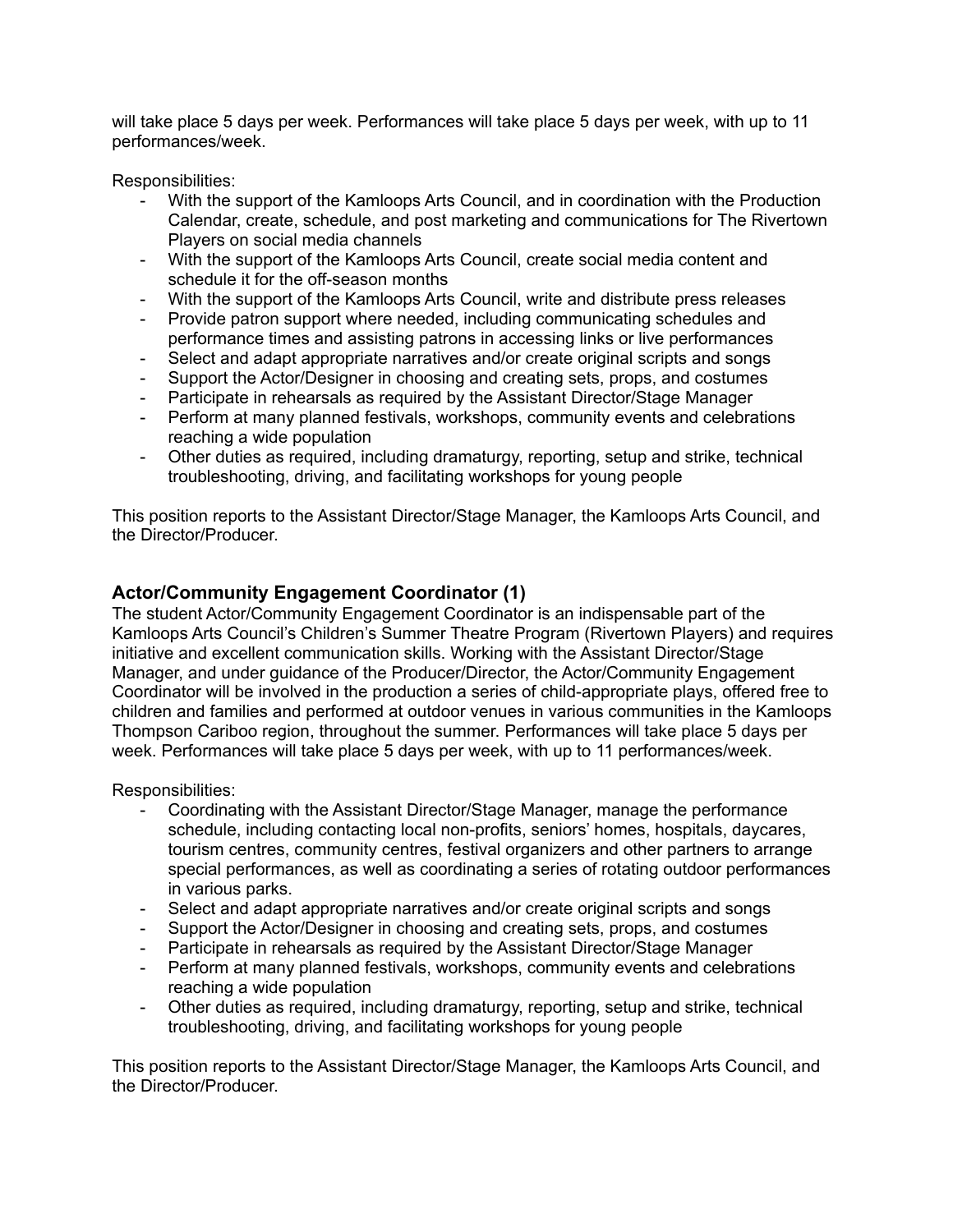will take place 5 days per week. Performances will take place 5 days per week, with up to 11 performances/week.

Responsibilities:

- With the support of the Kamloops Arts Council, and in coordination with the Production Calendar, create, schedule, and post marketing and communications for The Rivertown Players on social media channels
- With the support of the Kamloops Arts Council, create social media content and schedule it for the off-season months
- With the support of the Kamloops Arts Council, write and distribute press releases
- Provide patron support where needed, including communicating schedules and performance times and assisting patrons in accessing links or live performances
- Select and adapt appropriate narratives and/or create original scripts and songs
- Support the Actor/Designer in choosing and creating sets, props, and costumes
- Participate in rehearsals as required by the Assistant Director/Stage Manager
- Perform at many planned festivals, workshops, community events and celebrations reaching a wide population
- Other duties as required, including dramaturgy, reporting, setup and strike, technical troubleshooting, driving, and facilitating workshops for young people

This position reports to the Assistant Director/Stage Manager, the Kamloops Arts Council, and the Director/Producer.

### Actor/Community Engagement Coordinator (1)

The student Actor/Community Engagement Coordinator is an indispensable part of the Kamloops Arts Council's Children's Summer Theatre Program (Rivertown Players) and requires initiative and excellent communication skills. Working with the Assistant Director/Stage Manager, and under guidance of the Producer/Director, the Actor/Community Engagement Coordinator will be involved in the production a series of child-appropriate plays, offered free to children and families and performed at outdoor venues in various communities in the Kamloops Thompson Cariboo region, throughout the summer. Performances will take place 5 days per week. Performances will take place 5 days per week, with up to 11 performances/week.

Responsibilities:

- Coordinating with the Assistant Director/Stage Manager, manage the performance schedule, including contacting local non-profits, seniors' homes, hospitals, daycares, tourism centres, community centres, festival organizers and other partners to arrange special performances, as well as coordinating a series of rotating outdoor performances in various parks.
- Select and adapt appropriate narratives and/or create original scripts and songs
- Support the Actor/Designer in choosing and creating sets, props, and costumes
- Participate in rehearsals as required by the Assistant Director/Stage Manager
- Perform at many planned festivals, workshops, community events and celebrations reaching a wide population
- Other duties as required, including dramaturgy, reporting, setup and strike, technical troubleshooting, driving, and facilitating workshops for young people

This position reports to the Assistant Director/Stage Manager, the Kamloops Arts Council, and the Director/Producer.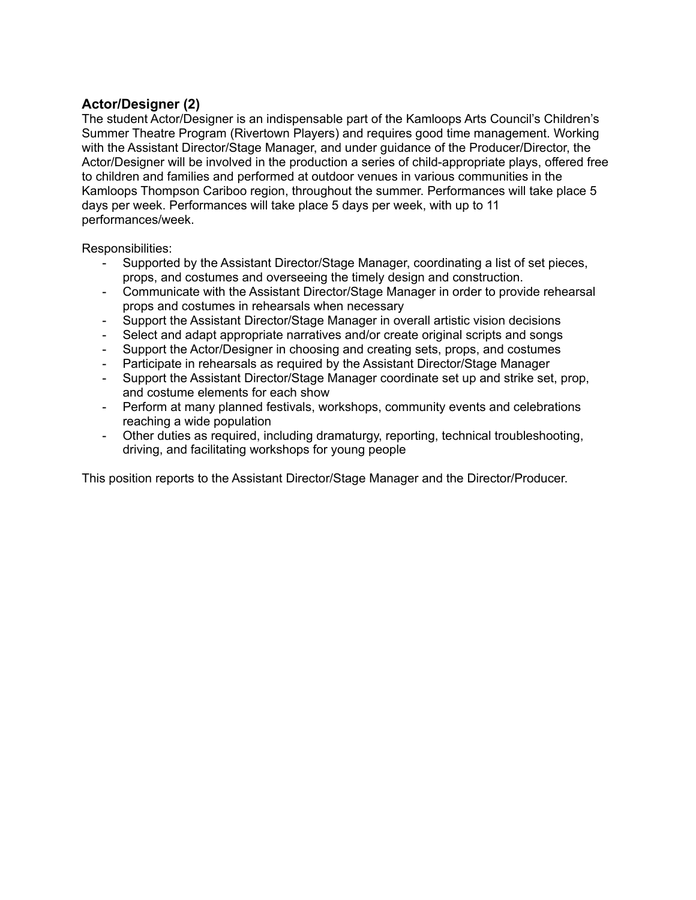### **Actor/Designer (2)**

The student Actor/Designer is an indispensable part of the Kamloops Arts Council's Children's Summer Theatre Program (Rivertown Players) and requires good time management. Working with the Assistant Director/Stage Manager, and under guidance of the Producer/Director, the Actor/Designer will be involved in the production a series of child-appropriate plays, offered free to children and families and performed at outdoor venues in various communities in the Kamloops Thompson Cariboo region, throughout the summer. Performances will take place 5 days per week. Performances will take place 5 days per week, with up to 11 performances/week.

Responsibilities:

- Supported by the Assistant Director/Stage Manager, coordinating a list of set pieces, props, and costumes and overseeing the timely design and construction.
- Communicate with the Assistant Director/Stage Manager in order to provide rehearsal props and costumes in rehearsals when necessary
- Support the Assistant Director/Stage Manager in overall artistic vision decisions
- Select and adapt appropriate narratives and/or create original scripts and songs
- Support the Actor/Designer in choosing and creating sets, props, and costumes
- Participate in rehearsals as required by the Assistant Director/Stage Manager
- Support the Assistant Director/Stage Manager coordinate set up and strike set, prop, and costume elements for each show
- Perform at many planned festivals, workshops, community events and celebrations reaching a wide population
- Other duties as required, including dramaturgy, reporting, technical troubleshooting, driving, and facilitating workshops for young people

This position reports to the Assistant Director/Stage Manager and the Director/Producer.